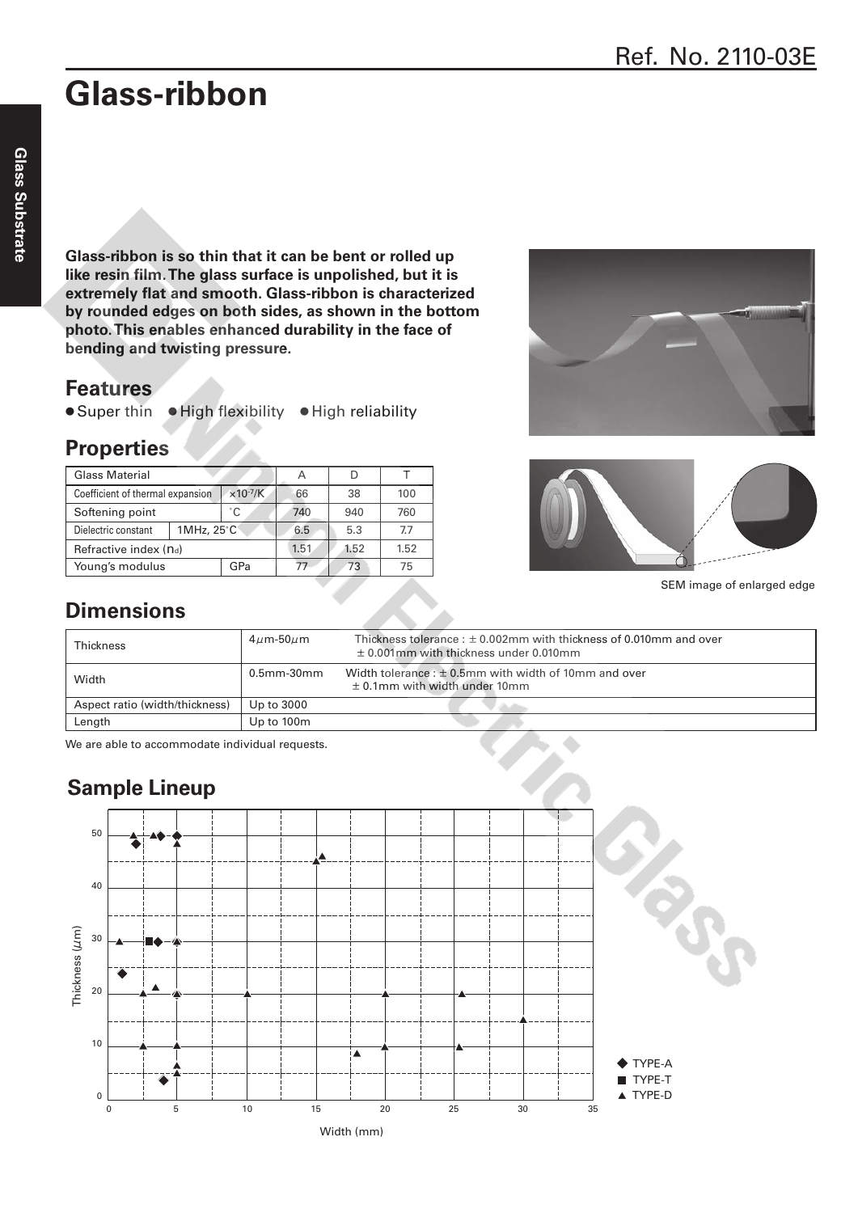# Glass-ribbon

**Glass-ribbon is so thin that it can be bent or rolled up like resin film. The glass surface is unpolished, but it is extremely flat and smooth. Glass-ribbon is characterized by rounded edges on both sides, as shown in the bottom photo. This enables enhanced durability in the face of bending and twisting pressure.**

SEM image of enlarged edge

## Features

- Super thin
- High flexibility
- High reliability

## Properties

| Glass Material | | | A | D | T |
|---|---|---|---|---|---|
| Coefficient of thermal expansion | | $\times10^{-7}$/K | 66 | 38 | 100 |
| Softening point | | °C | 740 | 940 | 760 |
| Dielectric constant | 1MHz, 25°C | | 6.5 | 5.3 | 7.7 |
| Refractive index ($n_d$) | | | 1.51 | 1.52 | 1.52 |
| Young's modulus | | GPa | 77 | 73 | 75 |

## Dimensions

| | | |
|---|---|---|
| Thickness | 4μm-50μm | Thickness tolerance : ± 0.002mm with thickness of 0.010mm and over<br>± 0.001mm with thickness under 0.010mm |
| Width | 0.5mm-30mm | Width tolerance : ± 0.5mm with width of 10mm and over<br>± 0.1mm with width under 10mm |
| Aspect ratio (width/thickness) | Up to 3000 | |
| Length | Up to 100m | |

We are able to accommodate individual requests.

## Sample Lineup

Thickness (μm) vs. Width (mm)

◆ TYPE-A
■ TYPE-T
▲ TYPE-D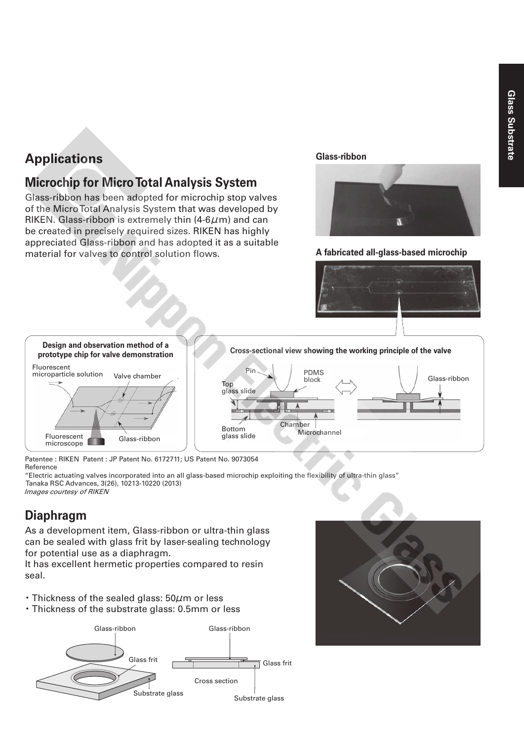# Applications

## Microchip for Micro Total Analysis System

Glass-ribbon has been adopted for microchip stop valves of the Micro Total Analysis System that was developed by RIKEN. Glass-ribbon is extremely thin (4-6$\mu$m) and can be created in precisely required sizes. RIKEN has highly appreciated Glass-ribbon and has adopted it as a suitable material for valves to control solution flows.

**Glass-ribbon**

**A fabricated all-glass-based microchip**

**Design and observation method of a prototype chip for valve demonstration**

Fluorescent microparticle solution
Valve chamber
Fluorescent microscope
Glass-ribbon

**Cross-sectional view showing the working principle of the valve**

Pin
PDMS block
Top glass slide
Bottom glass slide
Chamber
Microchannel
Glass-ribbon

Patentee : RIKEN Patent : JP Patent No. 6172711; US Patent No. 9073054
Reference
"Electric actuating valves incorporated into an all glass-based microchip exploiting the flexibility of ultra-thin glass"
Tanaka RSC Advances, 3(26), 10213-10220 (2013)
*Images courtesy of RIKEN*

## Diaphragm

As a development item, Glass-ribbon or ultra-thin glass can be sealed with glass frit by laser-sealing technology for potential use as a diaphragm.
It has excellent hermetic properties compared to resin seal.

- Thickness of the sealed glass: 50$\mu$m or less
- Thickness of the substrate glass: 0.5mm or less

Glass-ribbon
Glass frit
Substrate glass

Glass-ribbon
Glass frit
Cross section
Substrate glass